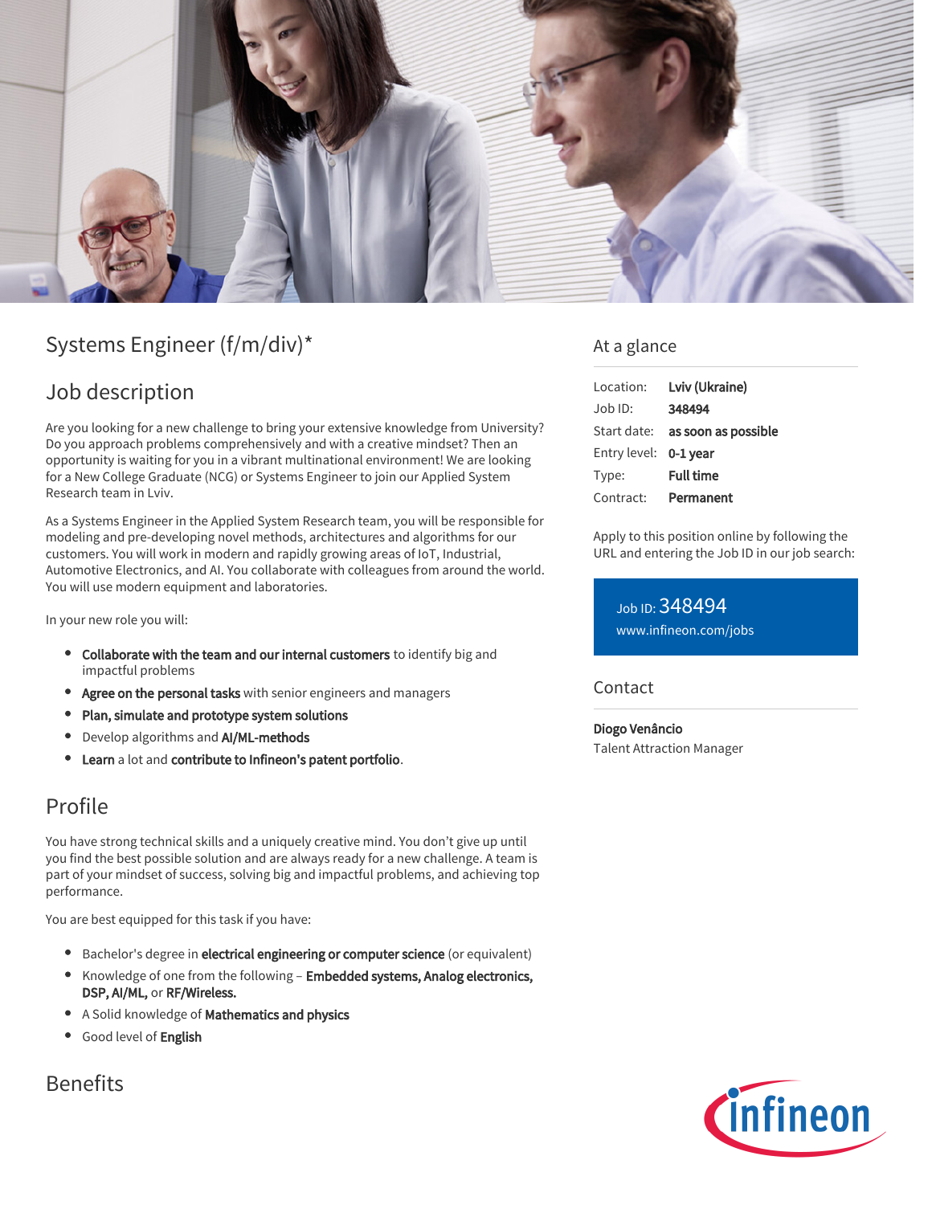# Systems Engineer (f/m/div)*

## Job description

Are you looking for a new challenge to bring your extensive knowledge from University? Do you approach problems comprehensively and with a creative mindset? Then an opportunity is waiting for you in a vibrant multinational environment! We are looking for a New College Graduate (NCG) or Systems Engineer to join our Applied System Research team in Lviv.

As a Systems Engineer in the Applied System Research team, you will be responsible for modeling and pre-developing novel methods, architectures and algorithms for our customers. You will work in modern and rapidly growing areas of IoT, Industrial, Automotive Electronics, and AI. You collaborate with colleagues from around the world. You will use modern equipment and laboratories.

In your new role you will:

- **Collaborate with the team and our internal customers** to identify big and impactful problems
- **Agree on the personal tasks** with senior engineers and managers
- **Plan, simulate and prototype system solutions**
- Develop algorithms and **AI/ML-methods**
- **Learn** a lot and **contribute to Infineon's patent portfolio**.

## Profile

You have strong technical skills and a uniquely creative mind. You don't give up until you find the best possible solution and are always ready for a new challenge. A team is part of your mindset of success, solving big and impactful problems, and achieving top performance.

You are best equipped for this task if you have:

- Bachelor's degree in **electrical engineering or computer science** (or equivalent)
- Knowledge of one from the following – **Embedded systems, Analog electronics, DSP, AI/ML,** or **RF/Wireless.**
- A Solid knowledge of **Mathematics and physics**
- Good level of **English**

## Benefits

## At a glance

| | |
|---|---|
| Location: | **Lviv (Ukraine)** |
| Job ID: | **348494** |
| Start date: | **as soon as possible** |
| Entry level: | **0-1 year** |
| Type: | **Full time** |
| Contract: | **Permanent** |

Apply to this position online by following the URL and entering the Job ID in our job search:

Job ID: 348494
www.infineon.com/jobs

## Contact

**Diogo Venâncio**
Talent Attraction Manager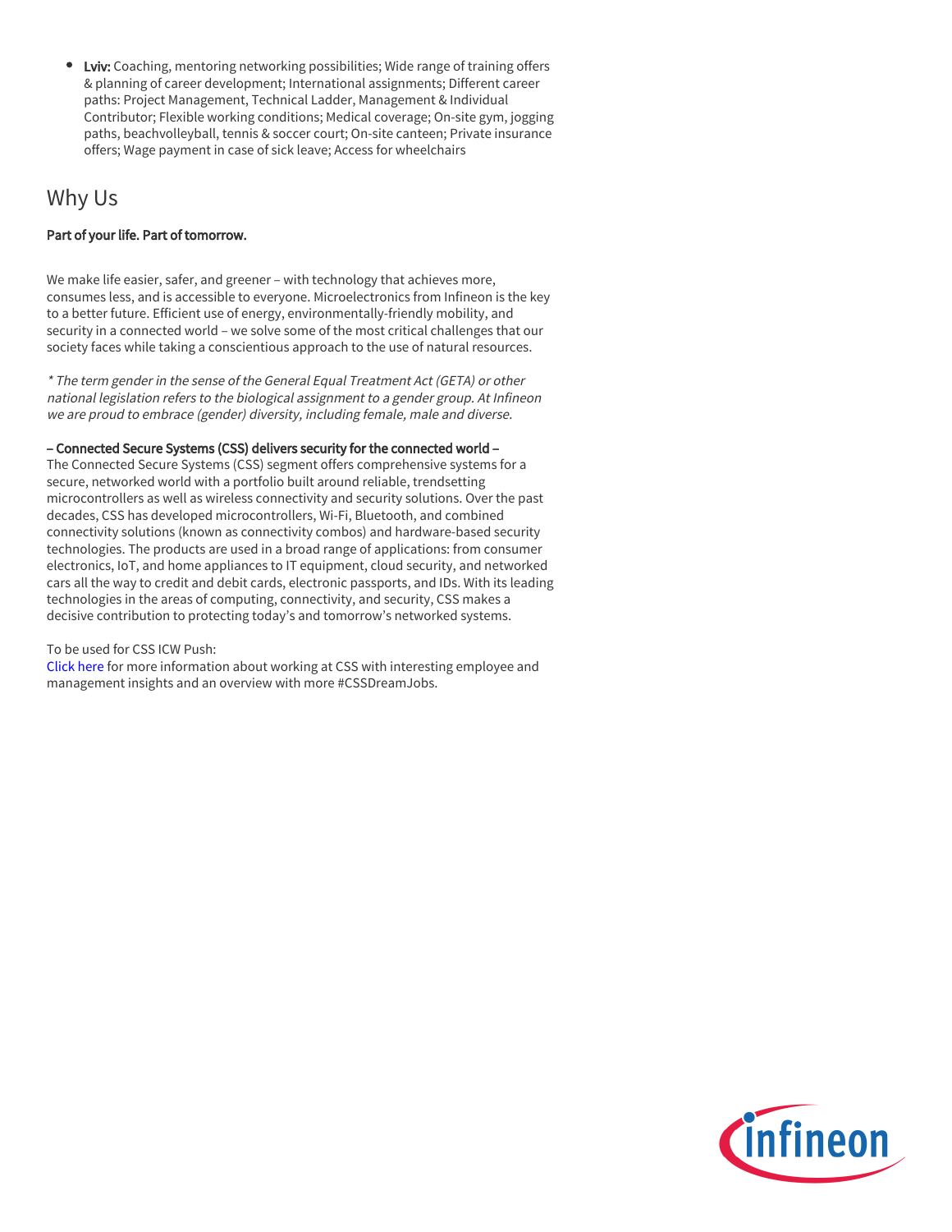- **Lviv:** Coaching, mentoring networking possibilities; Wide range of training offers & planning of career development; International assignments; Different career paths: Project Management, Technical Ladder, Management & Individual Contributor; Flexible working conditions; Medical coverage; On-site gym, jogging paths, beachvolleyball, tennis & soccer court; On-site canteen; Private insurance offers; Wage payment in case of sick leave; Access for wheelchairs

## Why Us

**Part of your life. Part of tomorrow.**

We make life easier, safer, and greener – with technology that achieves more, consumes less, and is accessible to everyone. Microelectronics from Infineon is the key to a better future. Efficient use of energy, environmentally-friendly mobility, and security in a connected world – we solve some of the most critical challenges that our society faces while taking a conscientious approach to the use of natural resources.

*\* The term gender in the sense of the General Equal Treatment Act (GETA) or other national legislation refers to the biological assignment to a gender group. At Infineon we are proud to embrace (gender) diversity, including female, male and diverse.*

**– Connected Secure Systems (CSS) delivers security for the connected world –**
The Connected Secure Systems (CSS) segment offers comprehensive systems for a secure, networked world with a portfolio built around reliable, trendsetting microcontrollers as well as wireless connectivity and security solutions. Over the past decades, CSS has developed microcontrollers, Wi-Fi, Bluetooth, and combined connectivity solutions (known as connectivity combos) and hardware-based security technologies. The products are used in a broad range of applications: from consumer electronics, IoT, and home appliances to IT equipment, cloud security, and networked cars all the way to credit and debit cards, electronic passports, and IDs. With its leading technologies in the areas of computing, connectivity, and security, CSS makes a decisive contribution to protecting today's and tomorrow's networked systems.

To be used for CSS ICW Push:
Click here for more information about working at CSS with interesting employee and management insights and an overview with more #CSSDreamJobs.